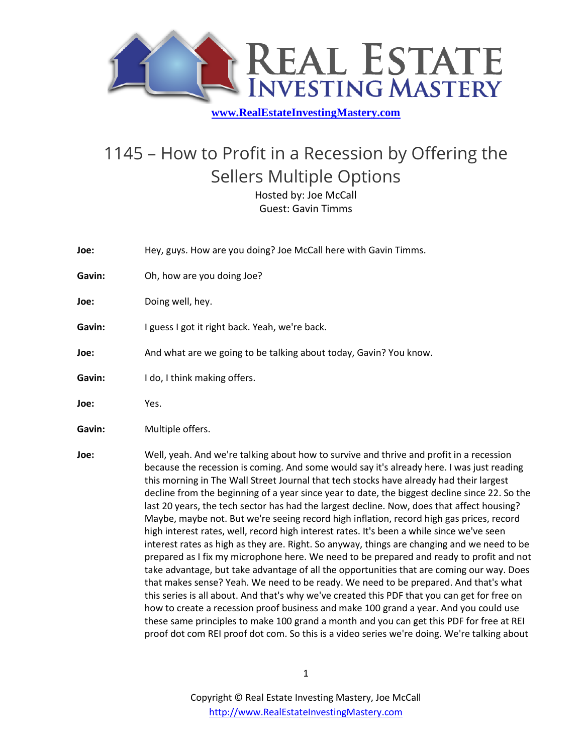www.RealEstateInvestingMastery.com

# 1145 – How to Profit in a Recession by Offering the Sellers Multiple Options

Hosted by: Joe McCall
Guest: Gavin Timms

**Joe:** Hey, guys. How are you doing? Joe McCall here with Gavin Timms.

**Gavin:** Oh, how are you doing Joe?

**Joe:** Doing well, hey.

**Gavin:** I guess I got it right back. Yeah, we're back.

**Joe:** And what are we going to be talking about today, Gavin? You know.

**Gavin:** I do, I think making offers.

**Joe:** Yes.

**Gavin:** Multiple offers.

**Joe:** Well, yeah. And we're talking about how to survive and thrive and profit in a recession because the recession is coming. And some would say it's already here. I was just reading this morning in The Wall Street Journal that tech stocks have already had their largest decline from the beginning of a year since year to date, the biggest decline since 22. So the last 20 years, the tech sector has had the largest decline. Now, does that affect housing? Maybe, maybe not. But we're seeing record high inflation, record high gas prices, record high interest rates, well, record high interest rates. It's been a while since we've seen interest rates as high as they are. Right. So anyway, things are changing and we need to be prepared as I fix my microphone here. We need to be prepared and ready to profit and not take advantage, but take advantage of all the opportunities that are coming our way. Does that makes sense? Yeah. We need to be ready. We need to be prepared. And that's what this series is all about. And that's why we've created this PDF that you can get for free on how to create a recession proof business and make 100 grand a year. And you could use these same principles to make 100 grand a month and you can get this PDF for free at REI proof dot com REI proof dot com. So this is a video series we're doing. We're talking about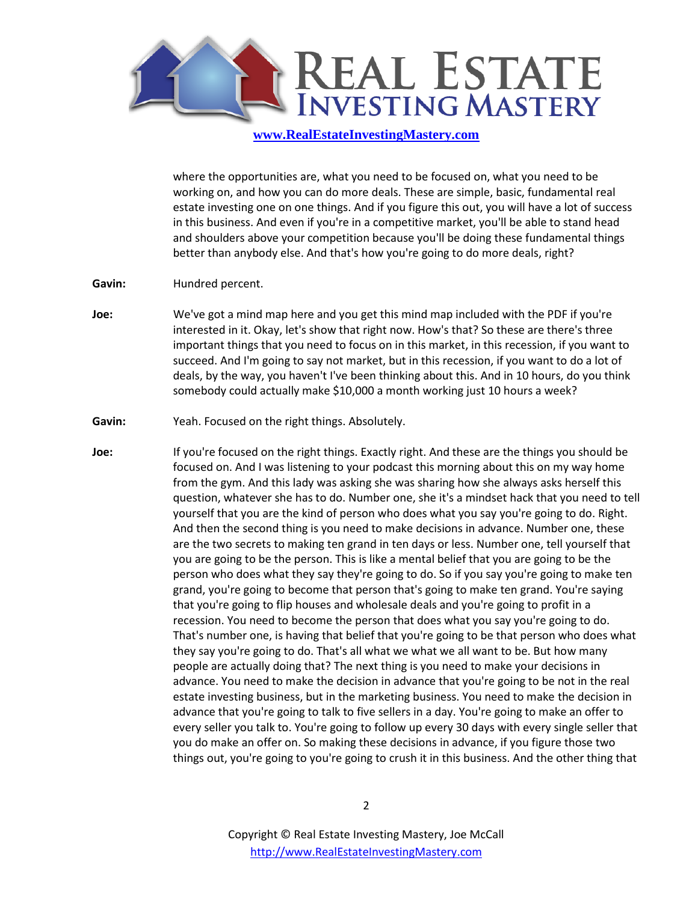where the opportunities are, what you need to be focused on, what you need to be working on, and how you can do more deals. These are simple, basic, fundamental real estate investing one on one things. And if you figure this out, you will have a lot of success in this business. And even if you're in a competitive market, you'll be able to stand head and shoulders above your competition because you'll be doing these fundamental things better than anybody else. And that's how you're going to do more deals, right?

**Gavin:** Hundred percent.

**Joe:** We've got a mind map here and you get this mind map included with the PDF if you're interested in it. Okay, let's show that right now. How's that? So these are there's three important things that you need to focus on in this market, in this recession, if you want to succeed. And I'm going to say not market, but in this recession, if you want to do a lot of deals, by the way, you haven't I've been thinking about this. And in 10 hours, do you think somebody could actually make $10,000 a month working just 10 hours a week?

**Gavin:** Yeah. Focused on the right things. Absolutely.

**Joe:** If you're focused on the right things. Exactly right. And these are the things you should be focused on. And I was listening to your podcast this morning about this on my way home from the gym. And this lady was asking she was sharing how she always asks herself this question, whatever she has to do. Number one, she it's a mindset hack that you need to tell yourself that you are the kind of person who does what you say you're going to do. Right. And then the second thing is you need to make decisions in advance. Number one, these are the two secrets to making ten grand in ten days or less. Number one, tell yourself that you are going to be the person. This is like a mental belief that you are going to be the person who does what they say they're going to do. So if you say you're going to make ten grand, you're going to become that person that's going to make ten grand. You're saying that you're going to flip houses and wholesale deals and you're going to profit in a recession. You need to become the person that does what you say you're going to do. That's number one, is having that belief that you're going to be that person who does what they say you're going to do. That's all what we what we all want to be. But how many people are actually doing that? The next thing is you need to make your decisions in advance. You need to make the decision in advance that you're going to be not in the real estate investing business, but in the marketing business. You need to make the decision in advance that you're going to talk to five sellers in a day. You're going to make an offer to every seller you talk to. You're going to follow up every 30 days with every single seller that you do make an offer on. So making these decisions in advance, if you figure those two things out, you're going to you're going to crush it in this business. And the other thing that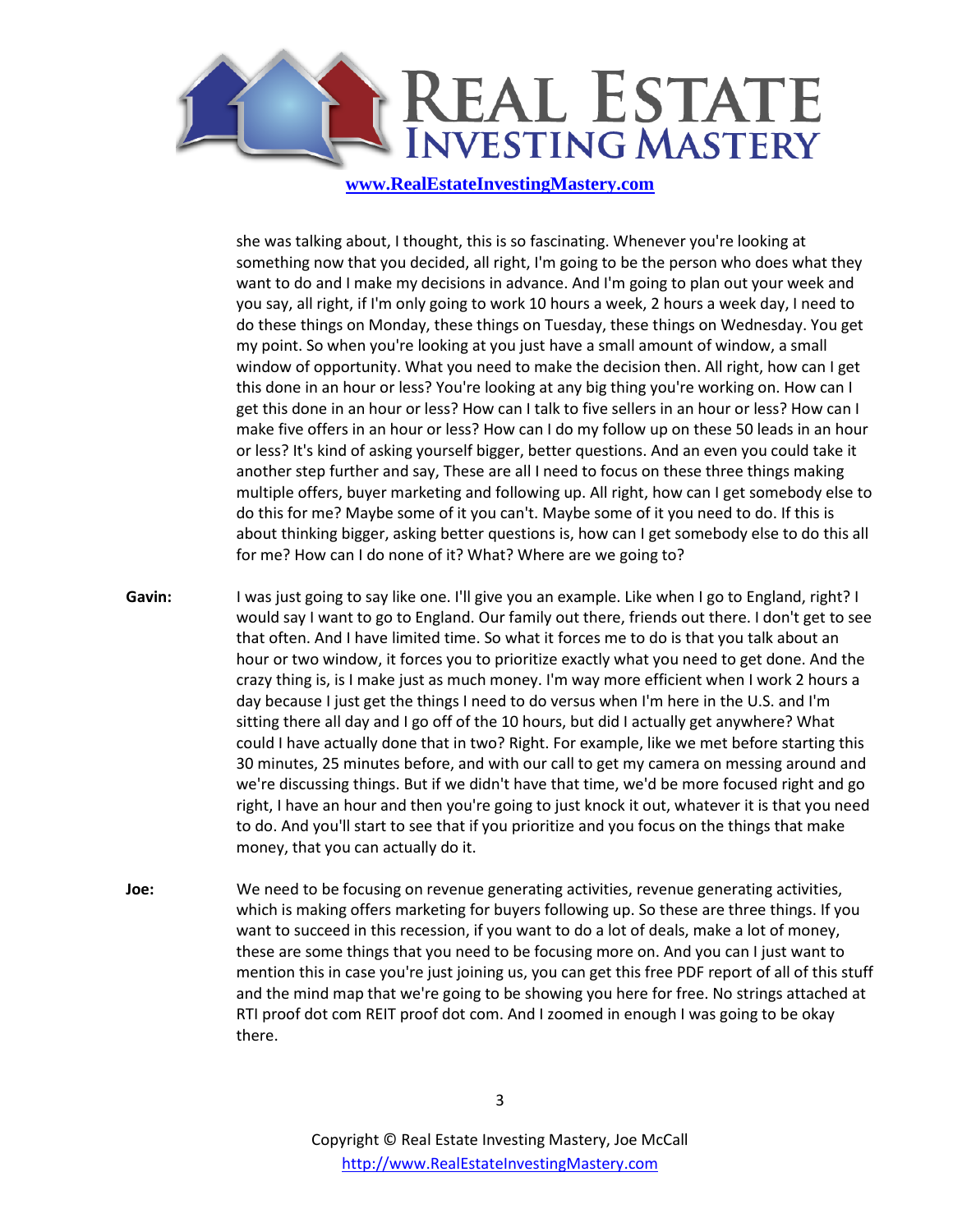she was talking about, I thought, this is so fascinating. Whenever you're looking at something now that you decided, all right, I'm going to be the person who does what they want to do and I make my decisions in advance. And I'm going to plan out your week and you say, all right, if I'm only going to work 10 hours a week, 2 hours a week day, I need to do these things on Monday, these things on Tuesday, these things on Wednesday. You get my point. So when you're looking at you just have a small amount of window, a small window of opportunity. What you need to make the decision then. All right, how can I get this done in an hour or less? You're looking at any big thing you're working on. How can I get this done in an hour or less? How can I talk to five sellers in an hour or less? How can I make five offers in an hour or less? How can I do my follow up on these 50 leads in an hour or less? It's kind of asking yourself bigger, better questions. And an even you could take it another step further and say, These are all I need to focus on these three things making multiple offers, buyer marketing and following up. All right, how can I get somebody else to do this for me? Maybe some of it you can't. Maybe some of it you need to do. If this is about thinking bigger, asking better questions is, how can I get somebody else to do this all for me? How can I do none of it? What? Where are we going to?

**Gavin:** I was just going to say like one. I'll give you an example. Like when I go to England, right? I would say I want to go to England. Our family out there, friends out there. I don't get to see that often. And I have limited time. So what it forces me to do is that you talk about an hour or two window, it forces you to prioritize exactly what you need to get done. And the crazy thing is, is I make just as much money. I'm way more efficient when I work 2 hours a day because I just get the things I need to do versus when I'm here in the U.S. and I'm sitting there all day and I go off of the 10 hours, but did I actually get anywhere? What could I have actually done that in two? Right. For example, like we met before starting this 30 minutes, 25 minutes before, and with our call to get my camera on messing around and we're discussing things. But if we didn't have that time, we'd be more focused right and go right, I have an hour and then you're going to just knock it out, whatever it is that you need to do. And you'll start to see that if you prioritize and you focus on the things that make money, that you can actually do it.

**Joe:** We need to be focusing on revenue generating activities, revenue generating activities, which is making offers marketing for buyers following up. So these are three things. If you want to succeed in this recession, if you want to do a lot of deals, make a lot of money, these are some things that you need to be focusing more on. And you can I just want to mention this in case you're just joining us, you can get this free PDF report of all of this stuff and the mind map that we're going to be showing you here for free. No strings attached at RTI proof dot com REIT proof dot com. And I zoomed in enough I was going to be okay there.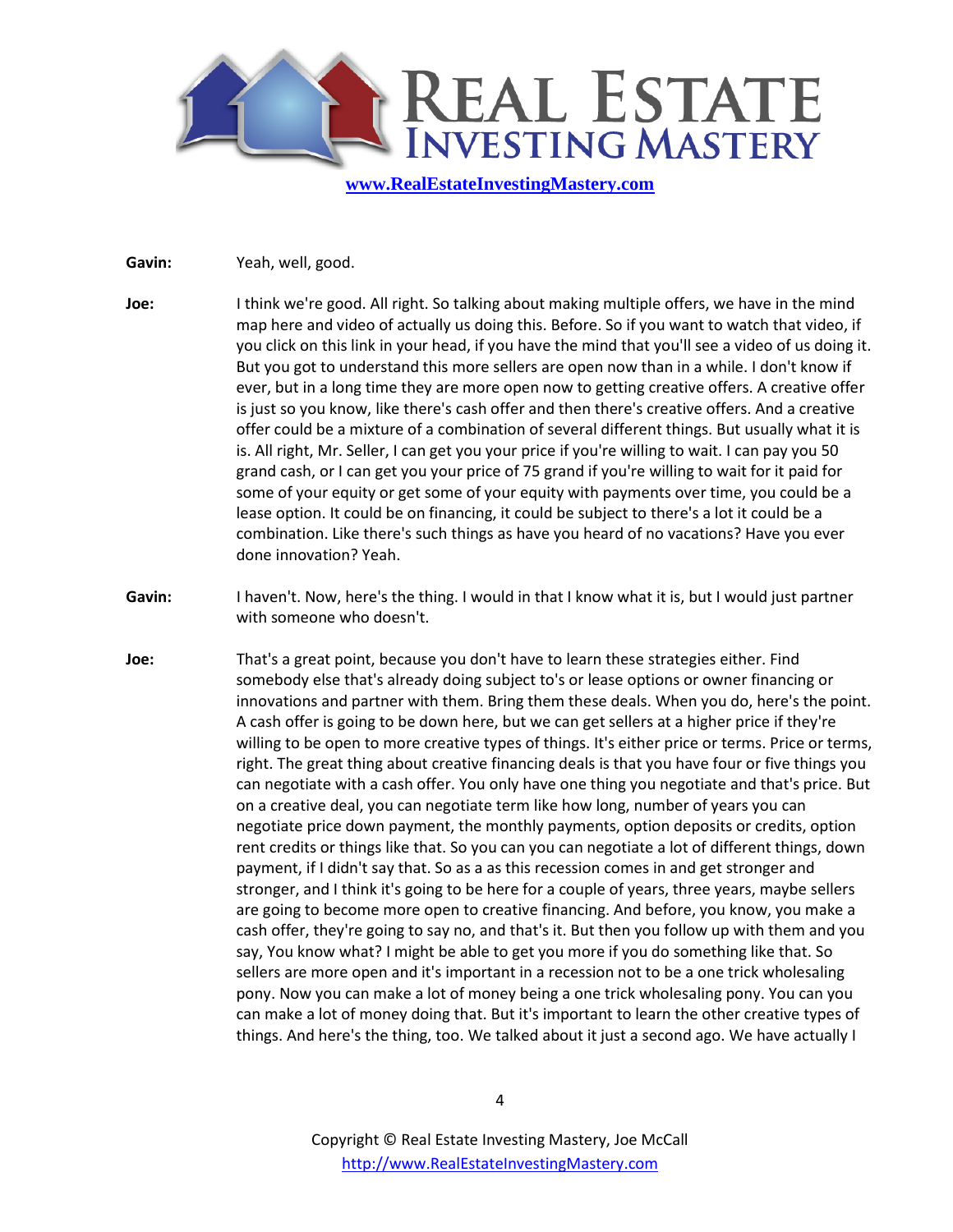**Gavin:** Yeah, well, good.

**Joe:** I think we're good. All right. So talking about making multiple offers, we have in the mind map here and video of actually us doing this. Before. So if you want to watch that video, if you click on this link in your head, if you have the mind that you'll see a video of us doing it. But you got to understand this more sellers are open now than in a while. I don't know if ever, but in a long time they are more open now to getting creative offers. A creative offer is just so you know, like there's cash offer and then there's creative offers. And a creative offer could be a mixture of a combination of several different things. But usually what it is is. All right, Mr. Seller, I can get you your price if you're willing to wait. I can pay you 50 grand cash, or I can get you your price of 75 grand if you're willing to wait for it paid for some of your equity or get some of your equity with payments over time, you could be a lease option. It could be on financing, it could be subject to there's a lot it could be a combination. Like there's such things as have you heard of no vacations? Have you ever done innovation? Yeah.

**Gavin:** I haven't. Now, here's the thing. I would in that I know what it is, but I would just partner with someone who doesn't.

**Joe:** That's a great point, because you don't have to learn these strategies either. Find somebody else that's already doing subject to's or lease options or owner financing or innovations and partner with them. Bring them these deals. When you do, here's the point. A cash offer is going to be down here, but we can get sellers at a higher price if they're willing to be open to more creative types of things. It's either price or terms. Price or terms, right. The great thing about creative financing deals is that you have four or five things you can negotiate with a cash offer. You only have one thing you negotiate and that's price. But on a creative deal, you can negotiate term like how long, number of years you can negotiate price down payment, the monthly payments, option deposits or credits, option rent credits or things like that. So you can you can negotiate a lot of different things, down payment, if I didn't say that. So as a as this recession comes in and get stronger and stronger, and I think it's going to be here for a couple of years, three years, maybe sellers are going to become more open to creative financing. And before, you know, you make a cash offer, they're going to say no, and that's it. But then you follow up with them and you say, You know what? I might be able to get you more if you do something like that. So sellers are more open and it's important in a recession not to be a one trick wholesaling pony. Now you can make a lot of money being a one trick wholesaling pony. You can you can make a lot of money doing that. But it's important to learn the other creative types of things. And here's the thing, too. We talked about it just a second ago. We have actually I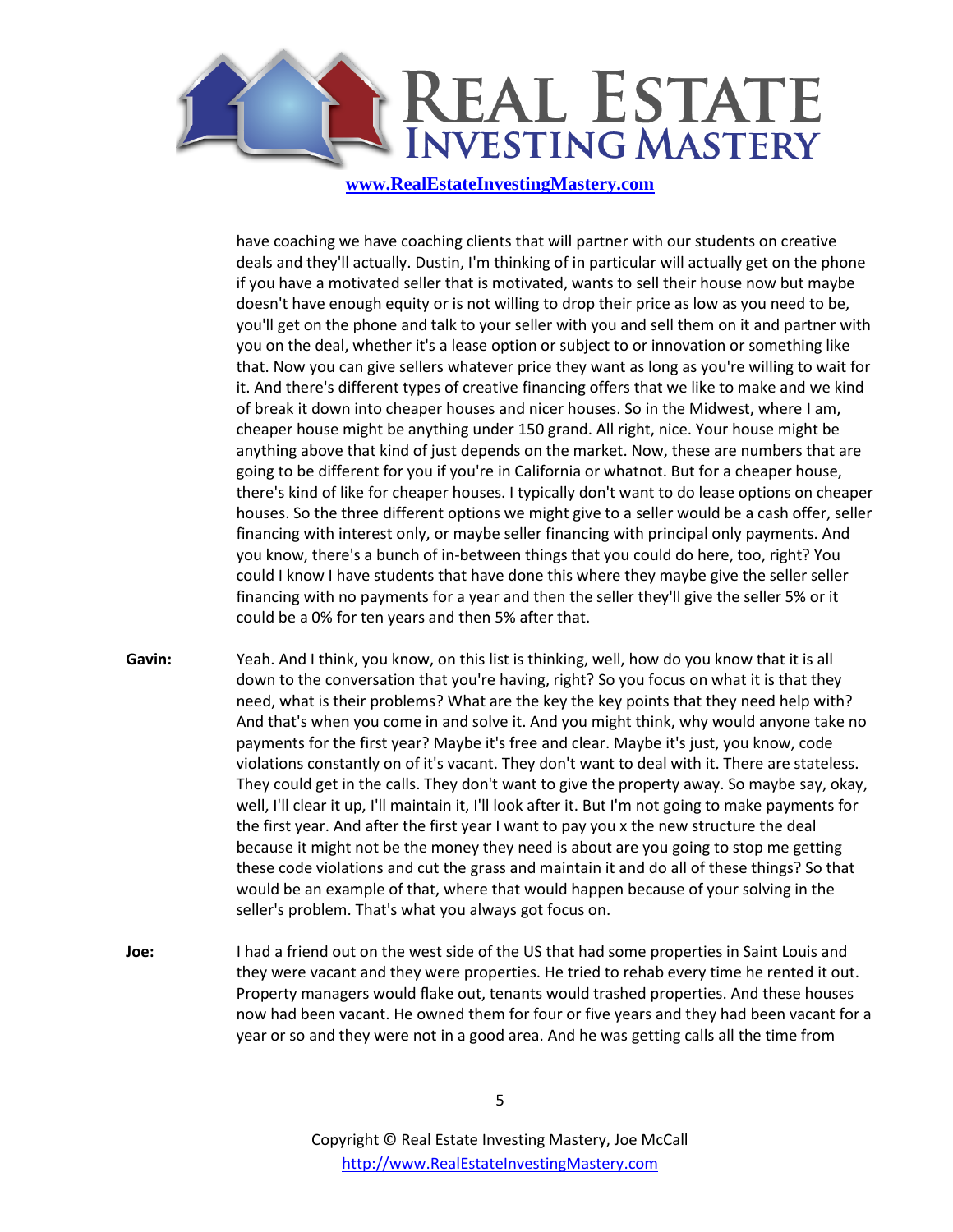have coaching we have coaching clients that will partner with our students on creative deals and they'll actually. Dustin, I'm thinking of in particular will actually get on the phone if you have a motivated seller that is motivated, wants to sell their house now but maybe doesn't have enough equity or is not willing to drop their price as low as you need to be, you'll get on the phone and talk to your seller with you and sell them on it and partner with you on the deal, whether it's a lease option or subject to or innovation or something like that. Now you can give sellers whatever price they want as long as you're willing to wait for it. And there's different types of creative financing offers that we like to make and we kind of break it down into cheaper houses and nicer houses. So in the Midwest, where I am, cheaper house might be anything under 150 grand. All right, nice. Your house might be anything above that kind of just depends on the market. Now, these are numbers that are going to be different for you if you're in California or whatnot. But for a cheaper house, there's kind of like for cheaper houses. I typically don't want to do lease options on cheaper houses. So the three different options we might give to a seller would be a cash offer, seller financing with interest only, or maybe seller financing with principal only payments. And you know, there's a bunch of in-between things that you could do here, too, right? You could I know I have students that have done this where they maybe give the seller seller financing with no payments for a year and then the seller they'll give the seller 5% or it could be a 0% for ten years and then 5% after that.

**Gavin:** Yeah. And I think, you know, on this list is thinking, well, how do you know that it is all down to the conversation that you're having, right? So you focus on what it is that they need, what is their problems? What are the key the key points that they need help with? And that's when you come in and solve it. And you might think, why would anyone take no payments for the first year? Maybe it's free and clear. Maybe it's just, you know, code violations constantly on of it's vacant. They don't want to deal with it. There are stateless. They could get in the calls. They don't want to give the property away. So maybe say, okay, well, I'll clear it up, I'll maintain it, I'll look after it. But I'm not going to make payments for the first year. And after the first year I want to pay you x the new structure the deal because it might not be the money they need is about are you going to stop me getting these code violations and cut the grass and maintain it and do all of these things? So that would be an example of that, where that would happen because of your solving in the seller's problem. That's what you always got focus on.

**Joe:** I had a friend out on the west side of the US that had some properties in Saint Louis and they were vacant and they were properties. He tried to rehab every time he rented it out. Property managers would flake out, tenants would trashed properties. And these houses now had been vacant. He owned them for four or five years and they had been vacant for a year or so and they were not in a good area. And he was getting calls all the time from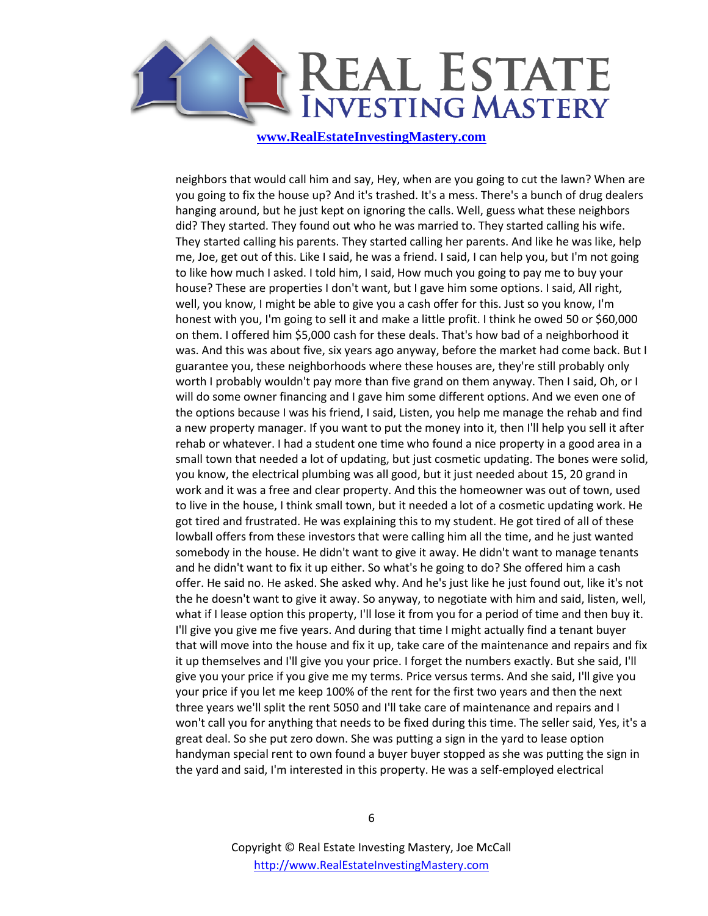neighbors that would call him and say, Hey, when are you going to cut the lawn? When are you going to fix the house up? And it's trashed. It's a mess. There's a bunch of drug dealers hanging around, but he just kept on ignoring the calls. Well, guess what these neighbors did? They started. They found out who he was married to. They started calling his wife. They started calling his parents. They started calling her parents. And like he was like, help me, Joe, get out of this. Like I said, he was a friend. I said, I can help you, but I'm not going to like how much I asked. I told him, I said, How much you going to pay me to buy your house? These are properties I don't want, but I gave him some options. I said, All right, well, you know, I might be able to give you a cash offer for this. Just so you know, I'm honest with you, I'm going to sell it and make a little profit. I think he owed 50 or $60,000 on them. I offered him $5,000 cash for these deals. That's how bad of a neighborhood it was. And this was about five, six years ago anyway, before the market had come back. But I guarantee you, these neighborhoods where these houses are, they're still probably only worth I probably wouldn't pay more than five grand on them anyway. Then I said, Oh, or I will do some owner financing and I gave him some different options. And we even one of the options because I was his friend, I said, Listen, you help me manage the rehab and find a new property manager. If you want to put the money into it, then I'll help you sell it after rehab or whatever. I had a student one time who found a nice property in a good area in a small town that needed a lot of updating, but just cosmetic updating. The bones were solid, you know, the electrical plumbing was all good, but it just needed about 15, 20 grand in work and it was a free and clear property. And this the homeowner was out of town, used to live in the house, I think small town, but it needed a lot of a cosmetic updating work. He got tired and frustrated. He was explaining this to my student. He got tired of all of these lowball offers from these investors that were calling him all the time, and he just wanted somebody in the house. He didn't want to give it away. He didn't want to manage tenants and he didn't want to fix it up either. So what's he going to do? She offered him a cash offer. He said no. He asked. She asked why. And he's just like he just found out, like it's not the he doesn't want to give it away. So anyway, to negotiate with him and said, listen, well, what if I lease option this property, I'll lose it from you for a period of time and then buy it. I'll give you give me five years. And during that time I might actually find a tenant buyer that will move into the house and fix it up, take care of the maintenance and repairs and fix it up themselves and I'll give you your price. I forget the numbers exactly. But she said, I'll give you your price if you give me my terms. Price versus terms. And she said, I'll give you your price if you let me keep 100% of the rent for the first two years and then the next three years we'll split the rent 5050 and I'll take care of maintenance and repairs and I won't call you for anything that needs to be fixed during this time. The seller said, Yes, it's a great deal. So she put zero down. She was putting a sign in the yard to lease option handyman special rent to own found a buyer buyer stopped as she was putting the sign in the yard and said, I'm interested in this property. He was a self-employed electrical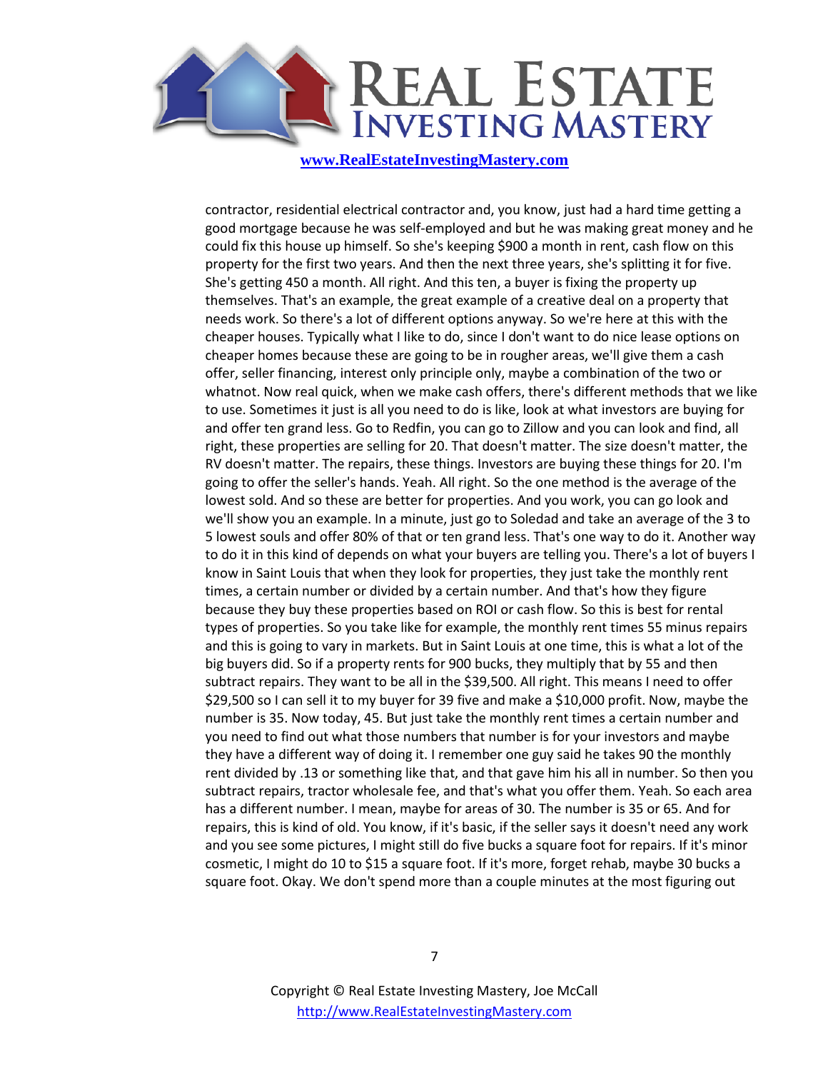contractor, residential electrical contractor and, you know, just had a hard time getting a good mortgage because he was self-employed and but he was making great money and he could fix this house up himself. So she's keeping $900 a month in rent, cash flow on this property for the first two years. And then the next three years, she's splitting it for five. She's getting 450 a month. All right. And this ten, a buyer is fixing the property up themselves. That's an example, the great example of a creative deal on a property that needs work. So there's a lot of different options anyway. So we're here at this with the cheaper houses. Typically what I like to do, since I don't want to do nice lease options on cheaper homes because these are going to be in rougher areas, we'll give them a cash offer, seller financing, interest only principle only, maybe a combination of the two or whatnot. Now real quick, when we make cash offers, there's different methods that we like to use. Sometimes it just is all you need to do is like, look at what investors are buying for and offer ten grand less. Go to Redfin, you can go to Zillow and you can look and find, all right, these properties are selling for 20. That doesn't matter. The size doesn't matter, the RV doesn't matter. The repairs, these things. Investors are buying these things for 20. I'm going to offer the seller's hands. Yeah. All right. So the one method is the average of the lowest sold. And so these are better for properties. And you work, you can go look and we'll show you an example. In a minute, just go to Soledad and take an average of the 3 to 5 lowest souls and offer 80% of that or ten grand less. That's one way to do it. Another way to do it in this kind of depends on what your buyers are telling you. There's a lot of buyers I know in Saint Louis that when they look for properties, they just take the monthly rent times, a certain number or divided by a certain number. And that's how they figure because they buy these properties based on ROI or cash flow. So this is best for rental types of properties. So you take like for example, the monthly rent times 55 minus repairs and this is going to vary in markets. But in Saint Louis at one time, this is what a lot of the big buyers did. So if a property rents for 900 bucks, they multiply that by 55 and then subtract repairs. They want to be all in the $39,500. All right. This means I need to offer $29,500 so I can sell it to my buyer for 39 five and make a $10,000 profit. Now, maybe the number is 35. Now today, 45. But just take the monthly rent times a certain number and you need to find out what those numbers that number is for your investors and maybe they have a different way of doing it. I remember one guy said he takes 90 the monthly rent divided by .13 or something like that, and that gave him his all in number. So then you subtract repairs, tractor wholesale fee, and that's what you offer them. Yeah. So each area has a different number. I mean, maybe for areas of 30. The number is 35 or 65. And for repairs, this is kind of old. You know, if it's basic, if the seller says it doesn't need any work and you see some pictures, I might still do five bucks a square foot for repairs. If it's minor cosmetic, I might do 10 to $15 a square foot. If it's more, forget rehab, maybe 30 bucks a square foot. Okay. We don't spend more than a couple minutes at the most figuring out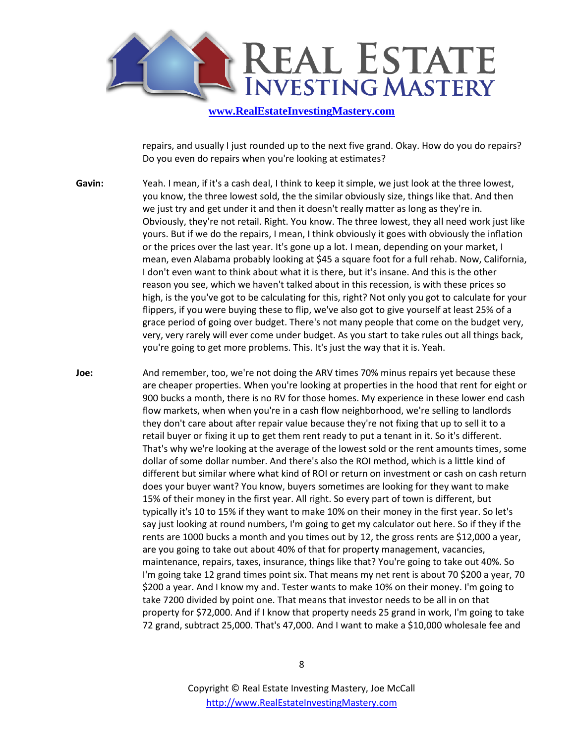repairs, and usually I just rounded up to the next five grand. Okay. How do you do repairs? Do you even do repairs when you're looking at estimates?

**Gavin:** Yeah. I mean, if it's a cash deal, I think to keep it simple, we just look at the three lowest, you know, the three lowest sold, the the similar obviously size, things like that. And then we just try and get under it and then it doesn't really matter as long as they're in. Obviously, they're not retail. Right. You know. The three lowest, they all need work just like yours. But if we do the repairs, I mean, I think obviously it goes with obviously the inflation or the prices over the last year. It's gone up a lot. I mean, depending on your market, I mean, even Alabama probably looking at $45 a square foot for a full rehab. Now, California, I don't even want to think about what it is there, but it's insane. And this is the other reason you see, which we haven't talked about in this recession, is with these prices so high, is the you've got to be calculating for this, right? Not only you got to calculate for your flippers, if you were buying these to flip, we've also got to give yourself at least 25% of a grace period of going over budget. There's not many people that come on the budget very, very, very rarely will ever come under budget. As you start to take rules out all things back, you're going to get more problems. This. It's just the way that it is. Yeah.

**Joe:** And remember, too, we're not doing the ARV times 70% minus repairs yet because these are cheaper properties. When you're looking at properties in the hood that rent for eight or 900 bucks a month, there is no RV for those homes. My experience in these lower end cash flow markets, when when you're in a cash flow neighborhood, we're selling to landlords they don't care about after repair value because they're not fixing that up to sell it to a retail buyer or fixing it up to get them rent ready to put a tenant in it. So it's different. That's why we're looking at the average of the lowest sold or the rent amounts times, some dollar of some dollar number. And there's also the ROI method, which is a little kind of different but similar where what kind of ROI or return on investment or cash on cash return does your buyer want? You know, buyers sometimes are looking for they want to make 15% of their money in the first year. All right. So every part of town is different, but typically it's 10 to 15% if they want to make 10% on their money in the first year. So let's say just looking at round numbers, I'm going to get my calculator out here. So if they if the rents are 1000 bucks a month and you times out by 12, the gross rents are $12,000 a year, are you going to take out about 40% of that for property management, vacancies, maintenance, repairs, taxes, insurance, things like that? You're going to take out 40%. So I'm going take 12 grand times point six. That means my net rent is about 70 $200 a year, 70 $200 a year. And I know my and. Tester wants to make 10% on their money. I'm going to take 7200 divided by point one. That means that investor needs to be all in on that property for $72,000. And if I know that property needs 25 grand in work, I'm going to take 72 grand, subtract 25,000. That's 47,000. And I want to make a $10,000 wholesale fee and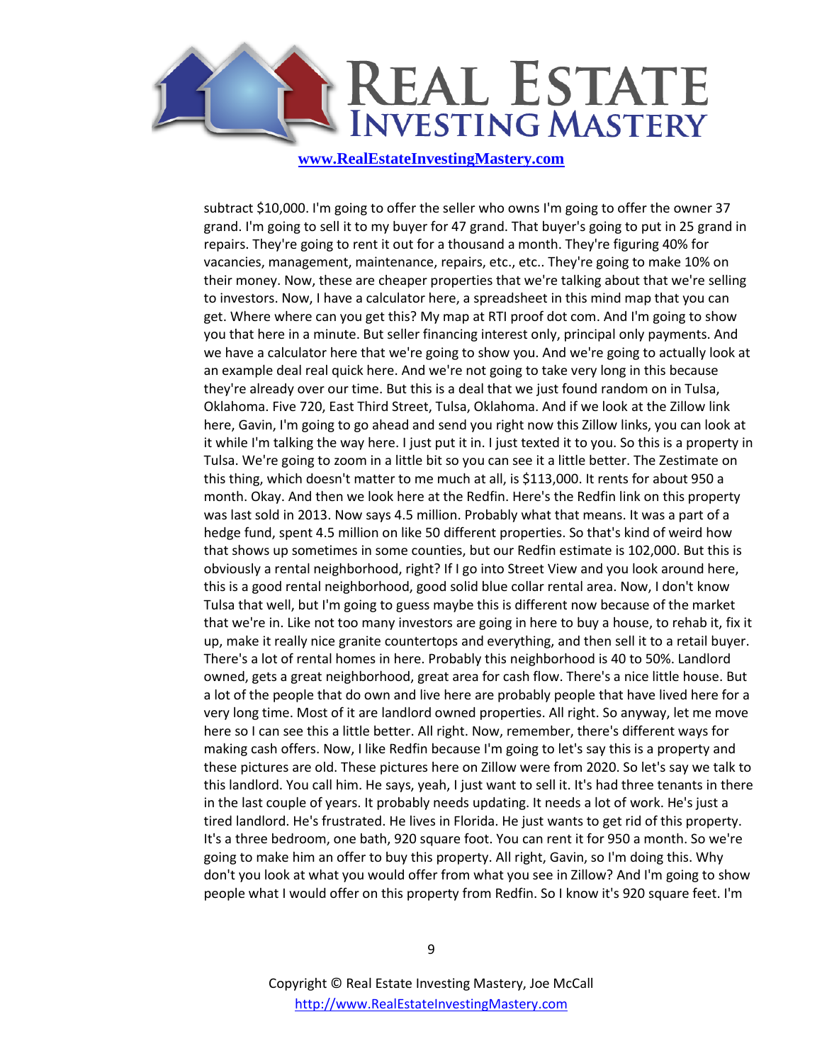subtract $10,000. I'm going to offer the seller who owns I'm going to offer the owner 37 grand. I'm going to sell it to my buyer for 47 grand. That buyer's going to put in 25 grand in repairs. They're going to rent it out for a thousand a month. They're figuring 40% for vacancies, management, maintenance, repairs, etc., etc.. They're going to make 10% on their money. Now, these are cheaper properties that we're talking about that we're selling to investors. Now, I have a calculator here, a spreadsheet in this mind map that you can get. Where where can you get this? My map at RTI proof dot com. And I'm going to show you that here in a minute. But seller financing interest only, principal only payments. And we have a calculator here that we're going to show you. And we're going to actually look at an example deal real quick here. And we're not going to take very long in this because they're already over our time. But this is a deal that we just found random on in Tulsa, Oklahoma. Five 720, East Third Street, Tulsa, Oklahoma. And if we look at the Zillow link here, Gavin, I'm going to go ahead and send you right now this Zillow links, you can look at it while I'm talking the way here. I just put it in. I just texted it to you. So this is a property in Tulsa. We're going to zoom in a little bit so you can see it a little better. The Zestimate on this thing, which doesn't matter to me much at all, is $113,000. It rents for about 950 a month. Okay. And then we look here at the Redfin. Here's the Redfin link on this property was last sold in 2013. Now says 4.5 million. Probably what that means. It was a part of a hedge fund, spent 4.5 million on like 50 different properties. So that's kind of weird how that shows up sometimes in some counties, but our Redfin estimate is 102,000. But this is obviously a rental neighborhood, right? If I go into Street View and you look around here, this is a good rental neighborhood, good solid blue collar rental area. Now, I don't know Tulsa that well, but I'm going to guess maybe this is different now because of the market that we're in. Like not too many investors are going in here to buy a house, to rehab it, fix it up, make it really nice granite countertops and everything, and then sell it to a retail buyer. There's a lot of rental homes in here. Probably this neighborhood is 40 to 50%. Landlord owned, gets a great neighborhood, great area for cash flow. There's a nice little house. But a lot of the people that do own and live here are probably people that have lived here for a very long time. Most of it are landlord owned properties. All right. So anyway, let me move here so I can see this a little better. All right. Now, remember, there's different ways for making cash offers. Now, I like Redfin because I'm going to let's say this is a property and these pictures are old. These pictures here on Zillow were from 2020. So let's say we talk to this landlord. You call him. He says, yeah, I just want to sell it. It's had three tenants in there in the last couple of years. It probably needs updating. It needs a lot of work. He's just a tired landlord. He's frustrated. He lives in Florida. He just wants to get rid of this property. It's a three bedroom, one bath, 920 square foot. You can rent it for 950 a month. So we're going to make him an offer to buy this property. All right, Gavin, so I'm doing this. Why don't you look at what you would offer from what you see in Zillow? And I'm going to show people what I would offer on this property from Redfin. So I know it's 920 square feet. I'm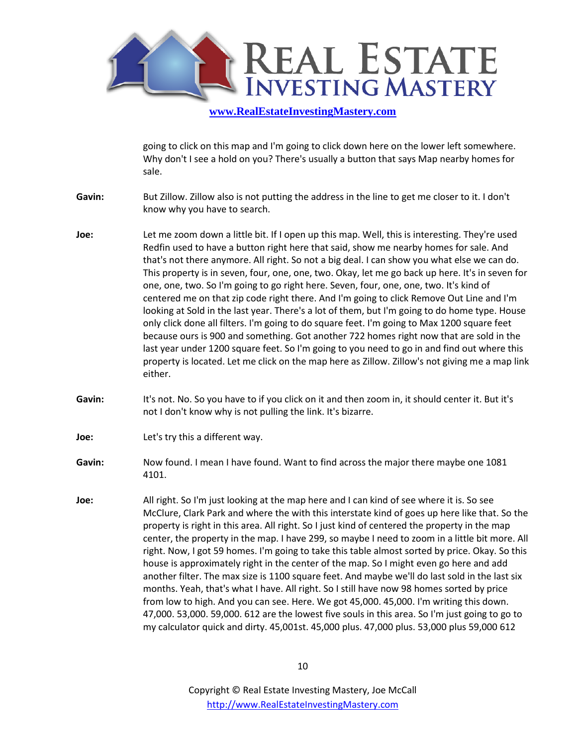going to click on this map and I'm going to click down here on the lower left somewhere. Why don't I see a hold on you? There's usually a button that says Map nearby homes for sale.

**Gavin:** But Zillow. Zillow also is not putting the address in the line to get me closer to it. I don't know why you have to search.

**Joe:** Let me zoom down a little bit. If I open up this map. Well, this is interesting. They're used Redfin used to have a button right here that said, show me nearby homes for sale. And that's not there anymore. All right. So not a big deal. I can show you what else we can do. This property is in seven, four, one, one, two. Okay, let me go back up here. It's in seven for one, one, two. So I'm going to go right here. Seven, four, one, one, two. It's kind of centered me on that zip code right there. And I'm going to click Remove Out Line and I'm looking at Sold in the last year. There's a lot of them, but I'm going to do home type. House only click done all filters. I'm going to do square feet. I'm going to Max 1200 square feet because ours is 900 and something. Got another 722 homes right now that are sold in the last year under 1200 square feet. So I'm going to you need to go in and find out where this property is located. Let me click on the map here as Zillow. Zillow's not giving me a map link either.

**Gavin:** It's not. No. So you have to if you click on it and then zoom in, it should center it. But it's not I don't know why is not pulling the link. It's bizarre.

**Joe:** Let's try this a different way.

**Gavin:** Now found. I mean I have found. Want to find across the major there maybe one 1081 4101.

**Joe:** All right. So I'm just looking at the map here and I can kind of see where it is. So see McClure, Clark Park and where the with this interstate kind of goes up here like that. So the property is right in this area. All right. So I just kind of centered the property in the map center, the property in the map. I have 299, so maybe I need to zoom in a little bit more. All right. Now, I got 59 homes. I'm going to take this table almost sorted by price. Okay. So this house is approximately right in the center of the map. So I might even go here and add another filter. The max size is 1100 square feet. And maybe we'll do last sold in the last six months. Yeah, that's what I have. All right. So I still have now 98 homes sorted by price from low to high. And you can see. Here. We got 45,000. 45,000. I'm writing this down. 47,000. 53,000. 59,000. 612 are the lowest five souls in this area. So I'm just going to go to my calculator quick and dirty. 45,001st. 45,000 plus. 47,000 plus. 53,000 plus 59,000 612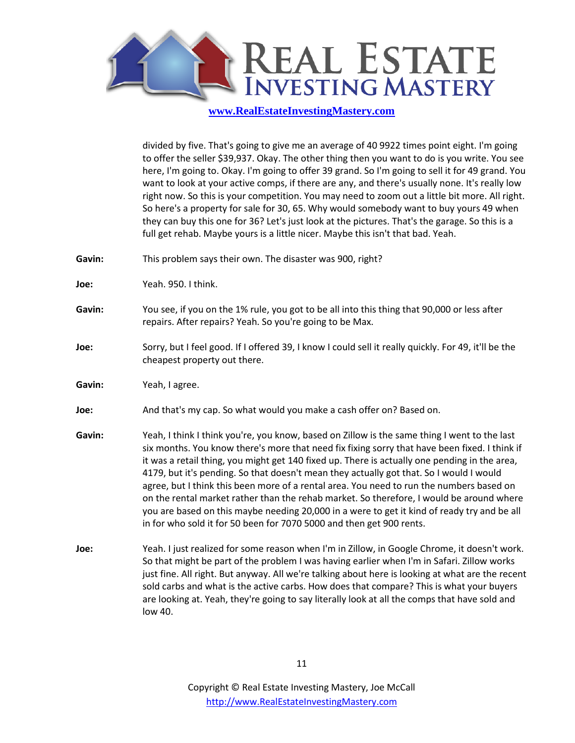divided by five. That's going to give me an average of 40 9922 times point eight. I'm going to offer the seller $39,937. Okay. The other thing then you want to do is you write. You see here, I'm going to. Okay. I'm going to offer 39 grand. So I'm going to sell it for 49 grand. You want to look at your active comps, if there are any, and there's usually none. It's really low right now. So this is your competition. You may need to zoom out a little bit more. All right. So here's a property for sale for 30, 65. Why would somebody want to buy yours 49 when they can buy this one for 36? Let's just look at the pictures. That's the garage. So this is a full get rehab. Maybe yours is a little nicer. Maybe this isn't that bad. Yeah.

**Gavin:** This problem says their own. The disaster was 900, right?

**Joe:** Yeah. 950. I think.

**Gavin:** You see, if you on the 1% rule, you got to be all into this thing that 90,000 or less after repairs. After repairs? Yeah. So you're going to be Max.

**Joe:** Sorry, but I feel good. If I offered 39, I know I could sell it really quickly. For 49, it'll be the cheapest property out there.

**Gavin:** Yeah, I agree.

**Joe:** And that's my cap. So what would you make a cash offer on? Based on.

**Gavin:** Yeah, I think I think you're, you know, based on Zillow is the same thing I went to the last six months. You know there's more that need fix fixing sorry that have been fixed. I think if it was a retail thing, you might get 140 fixed up. There is actually one pending in the area, 4179, but it's pending. So that doesn't mean they actually got that. So I would I would agree, but I think this been more of a rental area. You need to run the numbers based on on the rental market rather than the rehab market. So therefore, I would be around where you are based on this maybe needing 20,000 in a were to get it kind of ready try and be all in for who sold it for 50 been for 7070 5000 and then get 900 rents.

**Joe:** Yeah. I just realized for some reason when I'm in Zillow, in Google Chrome, it doesn't work. So that might be part of the problem I was having earlier when I'm in Safari. Zillow works just fine. All right. But anyway. All we're talking about here is looking at what are the recent sold carbs and what is the active carbs. How does that compare? This is what your buyers are looking at. Yeah, they're going to say literally look at all the comps that have sold and low 40.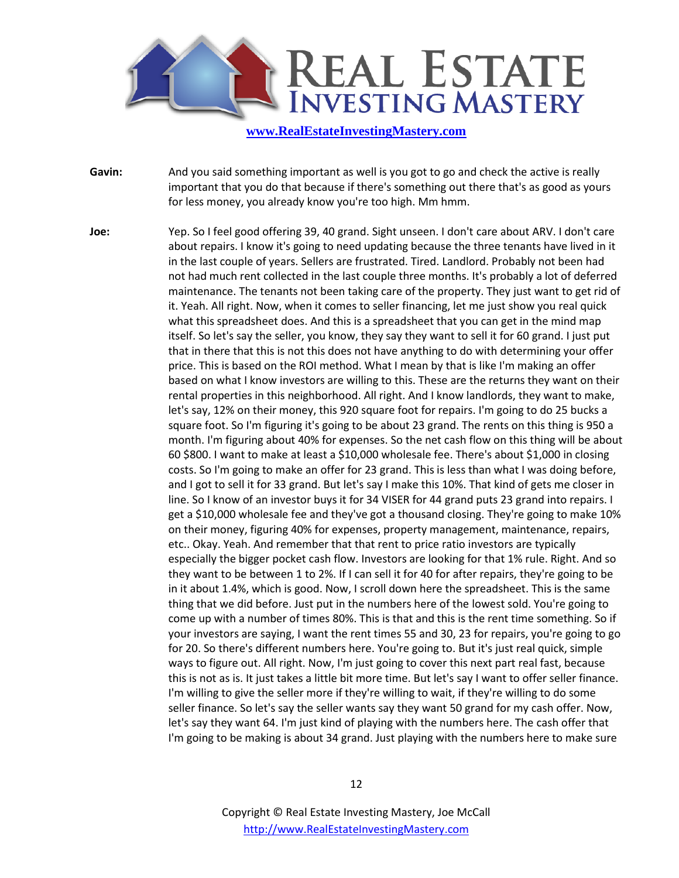**Gavin:** And you said something important as well is you got to go and check the active is really important that you do that because if there's something out there that's as good as yours for less money, you already know you're too high. Mm hmm.

**Joe:** Yep. So I feel good offering 39, 40 grand. Sight unseen. I don't care about ARV. I don't care about repairs. I know it's going to need updating because the three tenants have lived in it in the last couple of years. Sellers are frustrated. Tired. Landlord. Probably not been had not had much rent collected in the last couple three months. It's probably a lot of deferred maintenance. The tenants not been taking care of the property. They just want to get rid of it. Yeah. All right. Now, when it comes to seller financing, let me just show you real quick what this spreadsheet does. And this is a spreadsheet that you can get in the mind map itself. So let's say the seller, you know, they say they want to sell it for 60 grand. I just put that in there that this is not this does not have anything to do with determining your offer price. This is based on the ROI method. What I mean by that is like I'm making an offer based on what I know investors are willing to this. These are the returns they want on their rental properties in this neighborhood. All right. And I know landlords, they want to make, let's say, 12% on their money, this 920 square foot for repairs. I'm going to do 25 bucks a square foot. So I'm figuring it's going to be about 23 grand. The rents on this thing is 950 a month. I'm figuring about 40% for expenses. So the net cash flow on this thing will be about 60 $800. I want to make at least a $10,000 wholesale fee. There's about $1,000 in closing costs. So I'm going to make an offer for 23 grand. This is less than what I was doing before, and I got to sell it for 33 grand. But let's say I make this 10%. That kind of gets me closer in line. So I know of an investor buys it for 34 VISER for 44 grand puts 23 grand into repairs. I get a $10,000 wholesale fee and they've got a thousand closing. They're going to make 10% on their money, figuring 40% for expenses, property management, maintenance, repairs, etc.. Okay. Yeah. And remember that that rent to price ratio investors are typically especially the bigger pocket cash flow. Investors are looking for that 1% rule. Right. And so they want to be between 1 to 2%. If I can sell it for 40 for after repairs, they're going to be in it about 1.4%, which is good. Now, I scroll down here the spreadsheet. This is the same thing that we did before. Just put in the numbers here of the lowest sold. You're going to come up with a number of times 80%. This is that and this is the rent time something. So if your investors are saying, I want the rent times 55 and 30, 23 for repairs, you're going to go for 20. So there's different numbers here. You're going to. But it's just real quick, simple ways to figure out. All right. Now, I'm just going to cover this next part real fast, because this is not as is. It just takes a little bit more time. But let's say I want to offer seller finance. I'm willing to give the seller more if they're willing to wait, if they're willing to do some seller finance. So let's say the seller wants say they want 50 grand for my cash offer. Now, let's say they want 64. I'm just kind of playing with the numbers here. The cash offer that I'm going to be making is about 34 grand. Just playing with the numbers here to make sure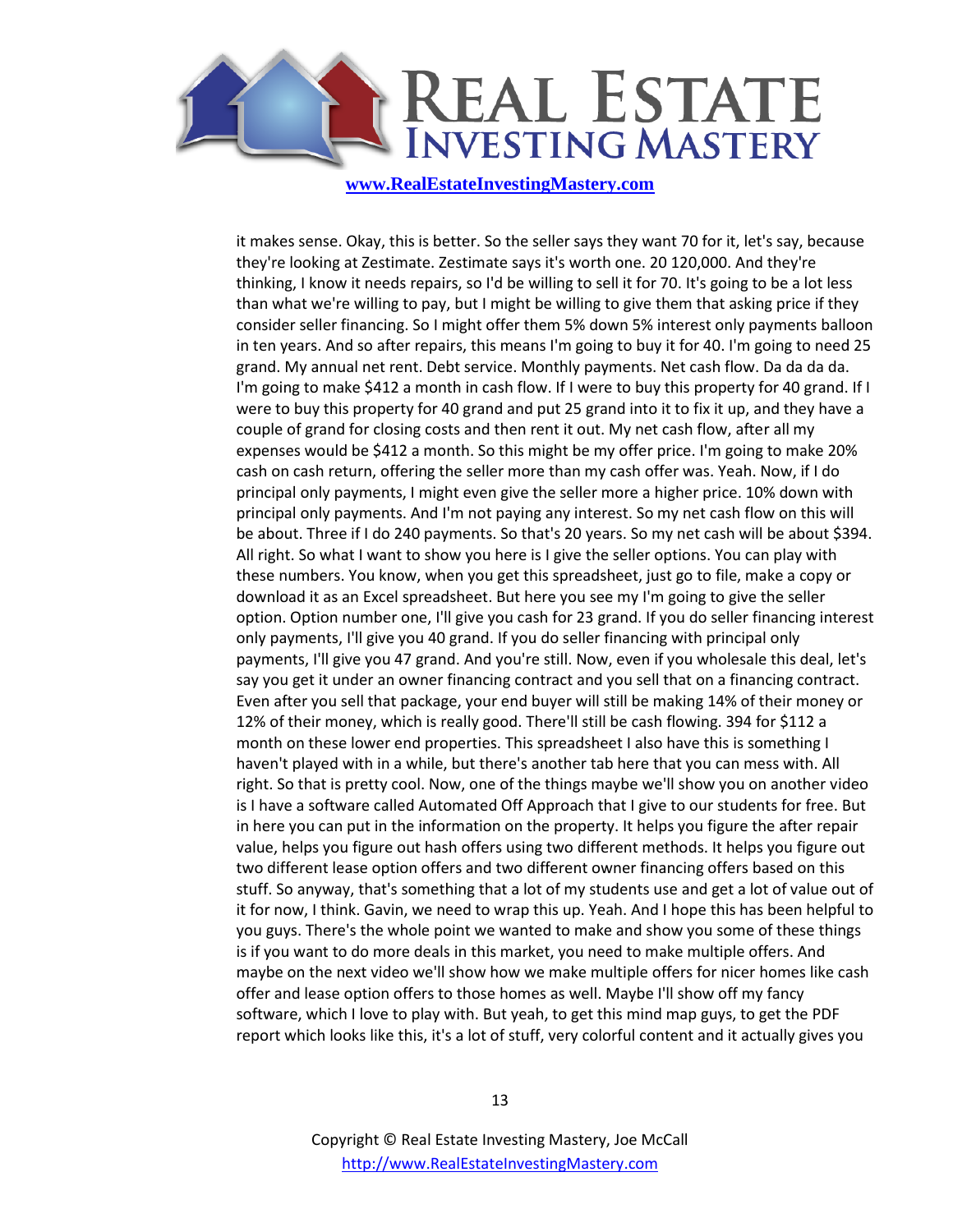it makes sense. Okay, this is better. So the seller says they want 70 for it, let's say, because they're looking at Zestimate. Zestimate says it's worth one. 20 120,000. And they're thinking, I know it needs repairs, so I'd be willing to sell it for 70. It's going to be a lot less than what we're willing to pay, but I might be willing to give them that asking price if they consider seller financing. So I might offer them 5% down 5% interest only payments balloon in ten years. And so after repairs, this means I'm going to buy it for 40. I'm going to need 25 grand. My annual net rent. Debt service. Monthly payments. Net cash flow. Da da da da. I'm going to make $412 a month in cash flow. If I were to buy this property for 40 grand. If I were to buy this property for 40 grand and put 25 grand into it to fix it up, and they have a couple of grand for closing costs and then rent it out. My net cash flow, after all my expenses would be $412 a month. So this might be my offer price. I'm going to make 20% cash on cash return, offering the seller more than my cash offer was. Yeah. Now, if I do principal only payments, I might even give the seller more a higher price. 10% down with principal only payments. And I'm not paying any interest. So my net cash flow on this will be about. Three if I do 240 payments. So that's 20 years. So my net cash will be about $394. All right. So what I want to show you here is I give the seller options. You can play with these numbers. You know, when you get this spreadsheet, just go to file, make a copy or download it as an Excel spreadsheet. But here you see my I'm going to give the seller option. Option number one, I'll give you cash for 23 grand. If you do seller financing interest only payments, I'll give you 40 grand. If you do seller financing with principal only payments, I'll give you 47 grand. And you're still. Now, even if you wholesale this deal, let's say you get it under an owner financing contract and you sell that on a financing contract. Even after you sell that package, your end buyer will still be making 14% of their money or 12% of their money, which is really good. There'll still be cash flowing. 394 for $112 a month on these lower end properties. This spreadsheet I also have this is something I haven't played with in a while, but there's another tab here that you can mess with. All right. So that is pretty cool. Now, one of the things maybe we'll show you on another video is I have a software called Automated Off Approach that I give to our students for free. But in here you can put in the information on the property. It helps you figure the after repair value, helps you figure out hash offers using two different methods. It helps you figure out two different lease option offers and two different owner financing offers based on this stuff. So anyway, that's something that a lot of my students use and get a lot of value out of it for now, I think. Gavin, we need to wrap this up. Yeah. And I hope this has been helpful to you guys. There's the whole point we wanted to make and show you some of these things is if you want to do more deals in this market, you need to make multiple offers. And maybe on the next video we'll show how we make multiple offers for nicer homes like cash offer and lease option offers to those homes as well. Maybe I'll show off my fancy software, which I love to play with. But yeah, to get this mind map guys, to get the PDF report which looks like this, it's a lot of stuff, very colorful content and it actually gives you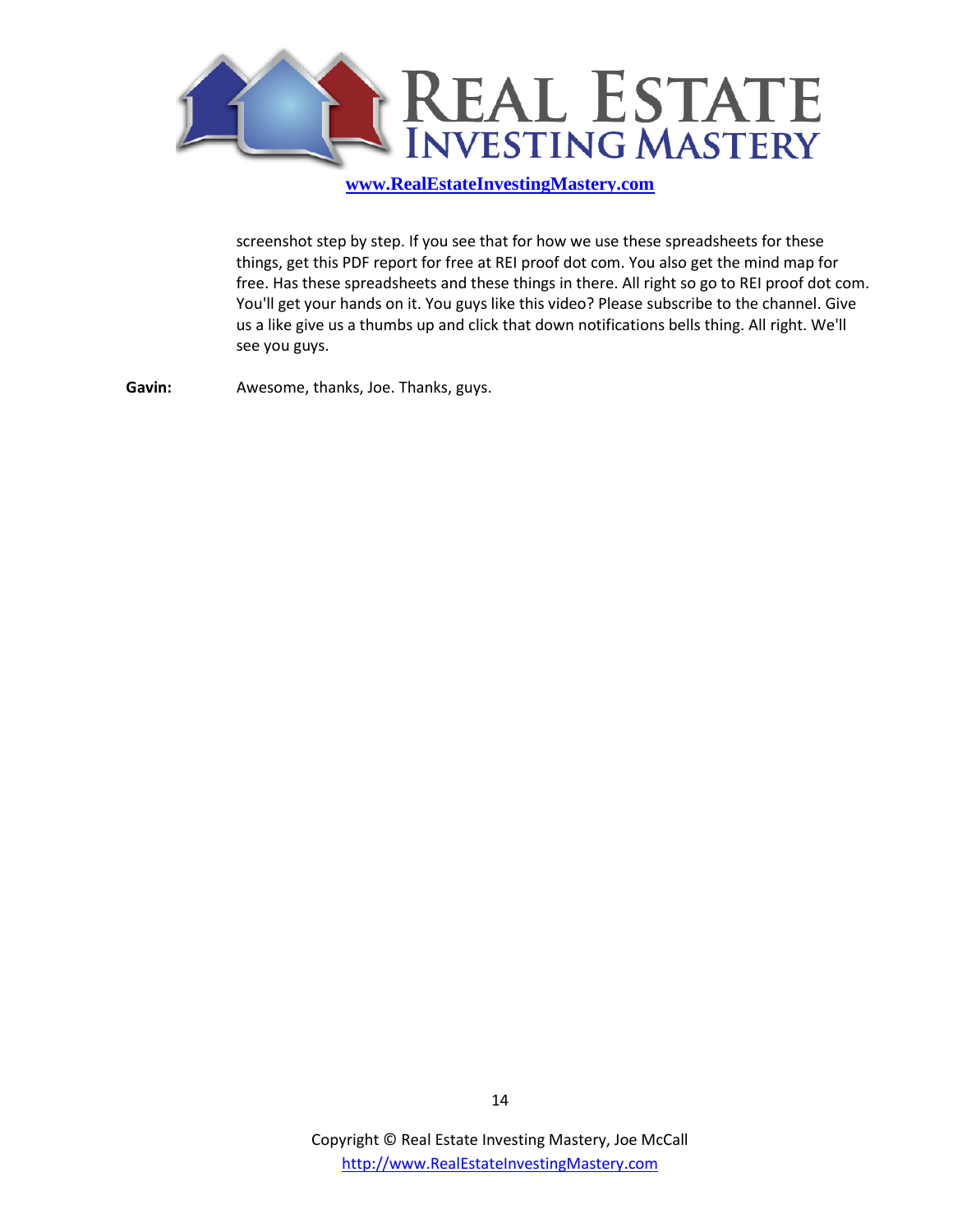screenshot step by step. If you see that for how we use these spreadsheets for these things, get this PDF report for free at REI proof dot com. You also get the mind map for free. Has these spreadsheets and these things in there. All right so go to REI proof dot com. You'll get your hands on it. You guys like this video? Please subscribe to the channel. Give us a like give us a thumbs up and click that down notifications bells thing. All right. We'll see you guys.

**Gavin:** Awesome, thanks, Joe. Thanks, guys.